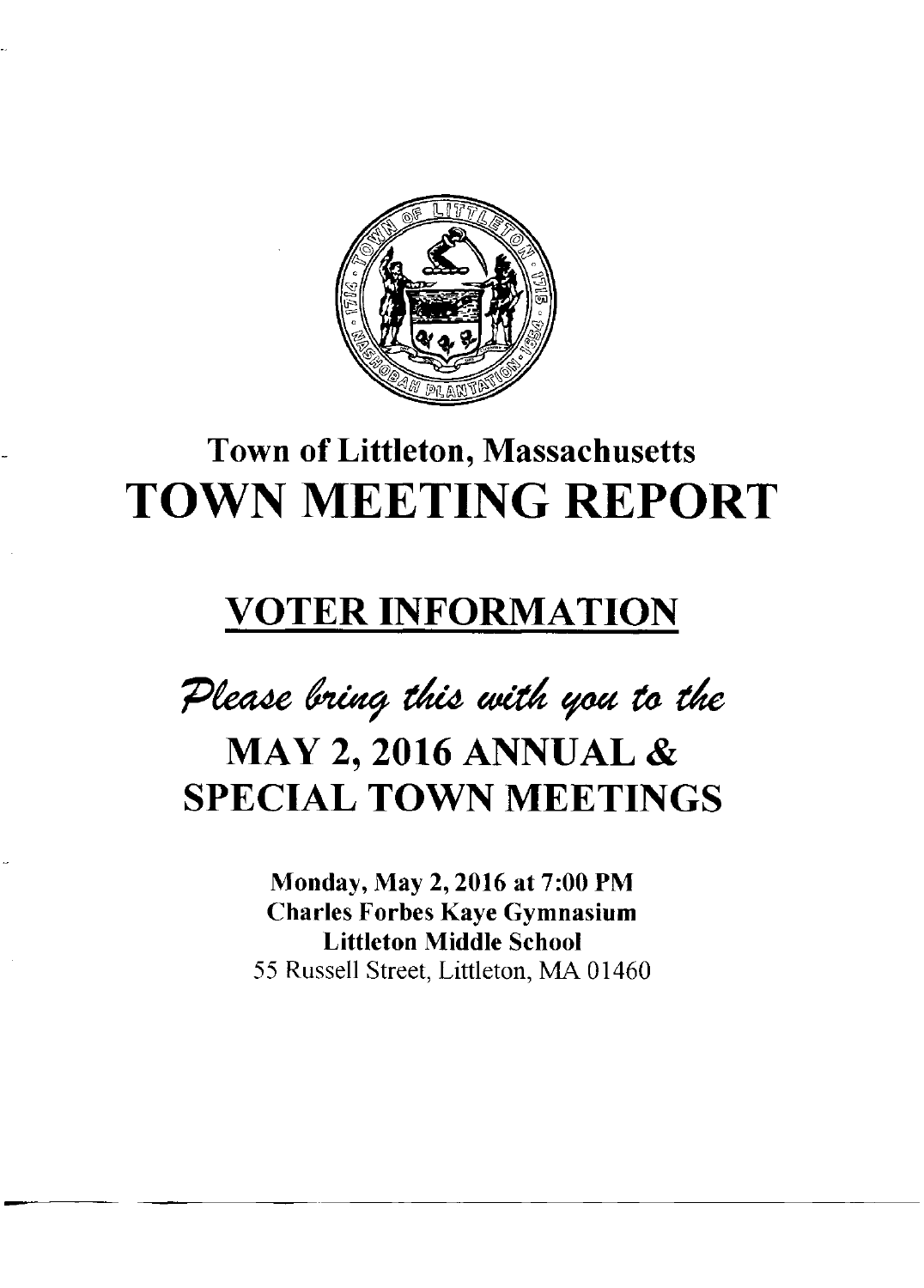# Town of Littleton, Massachusetts

# TOWN MEETING REPORT

## VOTER INFORMATION

*Please bring this with you to the*

## MAY 2, 2016 ANNUAL & SPECIAL TOWN MEETINGS

**Monday, May 2, 2016 at 7:00 PM**
**Charles Forbes Kaye Gymnasium**
**Littleton Middle School**
55 Russell Street, Littleton, MA 01460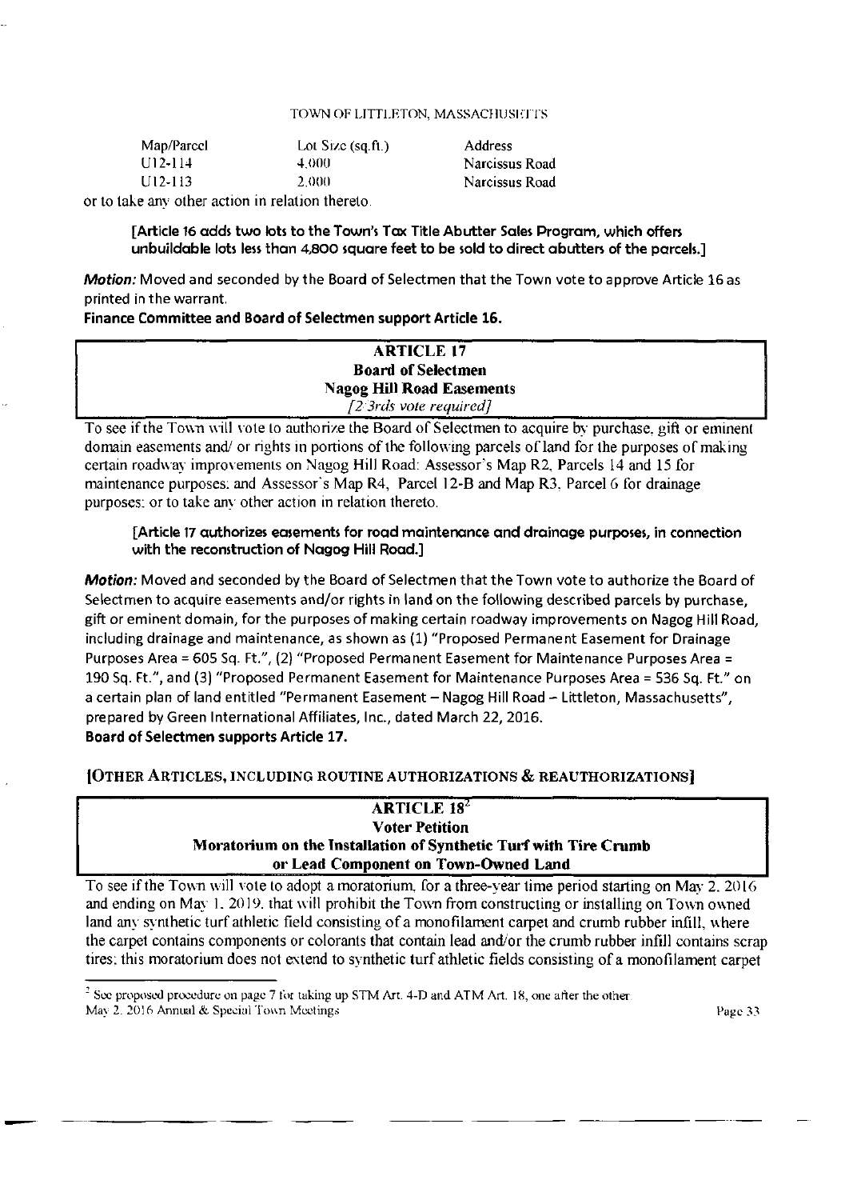| Map/Parcel | Lot Size (sq.ft.) | Address |
|---|---|---|
| U12-114 | 4,000 | Narcissus Road |
| U12-113 | 2,000 | Narcissus Road |

or to take any other action in relation thereto.

**[Article 16 adds two lots to the Town's Tax Title Abutter Sales Program, which offers unbuildable lots less than 4,800 square feet to be sold to direct abutters of the parcels.]**

***Motion:*** Moved and seconded by the Board of Selectmen that the Town vote to approve Article 16 as printed in the warrant.

**Finance Committee and Board of Selectmen support Article 16.**

## ARTICLE 17
**Board of Selectmen**
**Nagog Hill Road Easements**
*[2/3rds vote required]*

To see if the Town will vote to authorize the Board of Selectmen to acquire by purchase, gift or eminent domain easements and/ or rights in portions of the following parcels of land for the purposes of making certain roadway improvements on Nagog Hill Road: Assessor's Map R2, Parcels 14 and 15 for maintenance purposes; and Assessor's Map R4, Parcel 12-B and Map R3, Parcel 6 for drainage purposes; or to take any other action in relation thereto.

**[Article 17 authorizes easements for road maintenance and drainage purposes, in connection with the reconstruction of Nagog Hill Road.]**

***Motion:*** Moved and seconded by the Board of Selectmen that the Town vote to authorize the Board of Selectmen to acquire easements and/or rights in land on the following described parcels by purchase, gift or eminent domain, for the purposes of making certain roadway improvements on Nagog Hill Road, including drainage and maintenance, as shown as (1) "Proposed Permanent Easement for Drainage Purposes Area = 605 Sq. Ft.", (2) "Proposed Permanent Easement for Maintenance Purposes Area = 190 Sq. Ft.", and (3) "Proposed Permanent Easement for Maintenance Purposes Area = 536 Sq. Ft." on a certain plan of land entitled "Permanent Easement – Nagog Hill Road – Littleton, Massachusetts", prepared by Green International Affiliates, Inc., dated March 22, 2016.

**Board of Selectmen supports Article 17.**

### [OTHER ARTICLES, INCLUDING ROUTINE AUTHORIZATIONS & REAUTHORIZATIONS]

## ARTICLE 18[2]
**Voter Petition**
**Moratorium on the Installation of Synthetic Turf with Tire Crumb or Lead Component on Town-Owned Land**

To see if the Town will vote to adopt a moratorium, for a three-year time period starting on May 2, 2016 and ending on May 1, 2019, that will prohibit the Town from constructing or installing on Town owned land any synthetic turf athletic field consisting of a monofilament carpet and crumb rubber infill, where the carpet contains components or colorants that contain lead and/or the crumb rubber infill contains scrap tires; this moratorium does not extend to synthetic turf athletic fields consisting of a monofilament carpet

[2] See proposed procedure on page 7 for taking up STM Art. 4-D and ATM Art. 18, one after the other.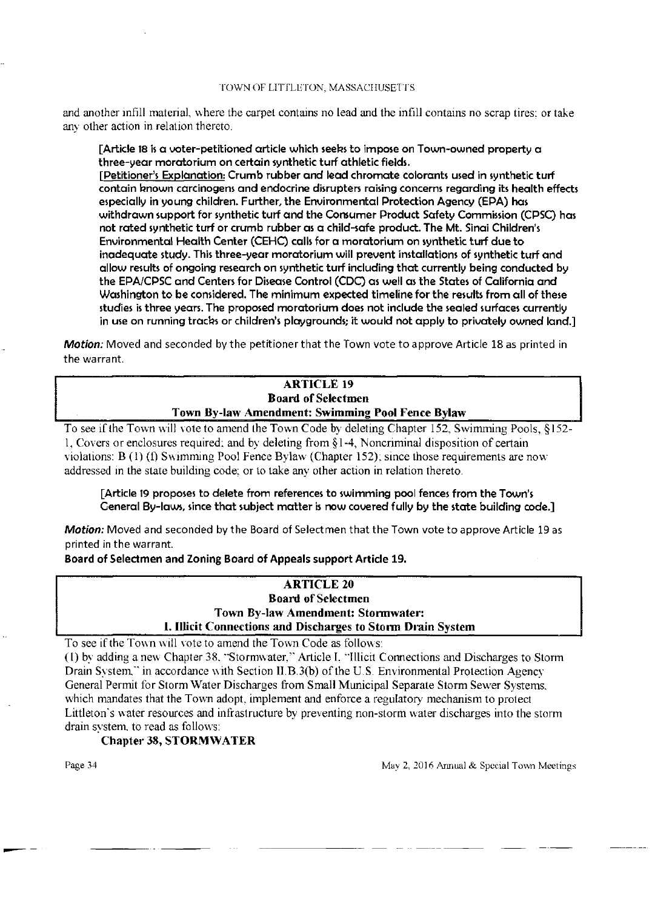and another infill material, where the carpet contains no lead and the infill contains no scrap tires; or take any other action in relation thereto.

> **[Article 18 is a voter-petitioned article which seeks to impose on Town-owned property a three-year moratorium on certain synthetic turf athletic fields.**
> **[Petitioner's Explanation: Crumb rubber and lead chromate colorants used in synthetic turf contain known carcinogens and endocrine disrupters raising concerns regarding its health effects especially in young children. Further, the Environmental Protection Agency (EPA) has withdrawn support for synthetic turf and the Consumer Product Safety Commission (CPSC) has not rated synthetic turf or crumb rubber as a child-safe product. The Mt. Sinai Children's Environmental Health Center (CEHC) calls for a moratorium on synthetic turf due to inadequate study. This three-year moratorium will prevent installations of synthetic turf and allow results of ongoing research on synthetic turf including that currently being conducted by the EPA/CPSC and Centers for Disease Control (CDC) as well as the States of California and Washington to be considered. The minimum expected timeline for the results from all of these studies is three years. The proposed moratorium does not include the sealed surfaces currently in use on running tracks or children's playgrounds; it would not apply to privately owned land.]**

***Motion:*** Moved and seconded by the petitioner that the Town vote to approve Article 18 as printed in the warrant.

## ARTICLE 19
### Board of Selectmen
### Town By-law Amendment: Swimming Pool Fence Bylaw

To see if the Town will vote to amend the Town Code by deleting Chapter 152, Swimming Pools, §152-1, Covers or enclosures required; and by deleting from §1-4, Noncriminal disposition of certain violations: B (1) (f) Swimming Pool Fence Bylaw (Chapter 152); since those requirements are now addressed in the state building code; or to take any other action in relation thereto.

> **[Article 19 proposes to delete from references to swimming pool fences from the Town's General By-laws, since that subject matter is now covered fully by the state building code.]**

***Motion:*** Moved and seconded by the Board of Selectmen that the Town vote to approve Article 19 as printed in the warrant.

**Board of Selectmen and Zoning Board of Appeals support Article 19.**

## ARTICLE 20
### Board of Selectmen
### Town By-law Amendment: Stormwater:
### I. Illicit Connections and Discharges to Storm Drain System

To see if the Town will vote to amend the Town Code as follows:

(1) by adding a new Chapter 38, "Stormwater," Article I. "Illicit Connections and Discharges to Storm Drain System," in accordance with Section II.B.3(b) of the U.S. Environmental Protection Agency General Permit for Storm Water Discharges from Small Municipal Separate Storm Sewer Systems, which mandates that the Town adopt, implement and enforce a regulatory mechanism to protect Littleton's water resources and infrastructure by preventing non-storm water discharges into the storm drain system, to read as follows:

**Chapter 38, STORMWATER**